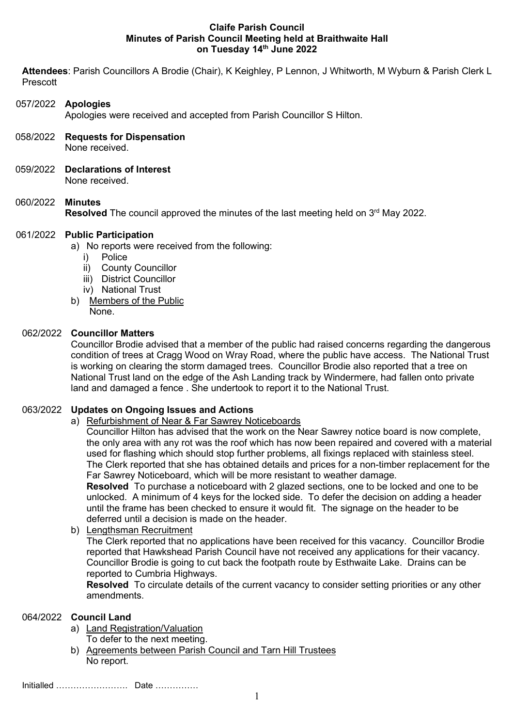**Claife Parish Council**
**Minutes of Parish Council Meeting held at Braithwaite Hall**
**on Tuesday 14th June 2022**

**Attendees**: Parish Councillors A Brodie (Chair), K Keighley, P Lennon, J Whitworth, M Wyburn & Parish Clerk L Prescott

057/2022 **Apologies**
Apologies were received and accepted from Parish Councillor S Hilton.

058/2022 **Requests for Dispensation**
None received.

059/2022 **Declarations of Interest**
None received.

060/2022 **Minutes**
**Resolved** The council approved the minutes of the last meeting held on 3rd May 2022.

061/2022 **Public Participation**

a) No reports were received from the following:
   i) Police
   ii) County Councillor
   iii) District Councillor
   iv) National Trust
b) Members of the Public
   None.

062/2022 **Councillor Matters**
Councillor Brodie advised that a member of the public had raised concerns regarding the dangerous condition of trees at Cragg Wood on Wray Road, where the public have access. The National Trust is working on clearing the storm damaged trees. Councillor Brodie also reported that a tree on National Trust land on the edge of the Ash Landing track by Windermere, had fallen onto private land and damaged a fence . She undertook to report it to the National Trust.

063/2022 **Updates on Ongoing Issues and Actions**

a) Refurbishment of Near & Far Sawrey Noticeboards
   Councillor Hilton has advised that the work on the Near Sawrey notice board is now complete, the only area with any rot was the roof which has now been repaired and covered with a material used for flashing which should stop further problems, all fixings replaced with stainless steel. The Clerk reported that she has obtained details and prices for a non-timber replacement for the Far Sawrey Noticeboard, which will be more resistant to weather damage.
   **Resolved** To purchase a noticeboard with 2 glazed sections, one to be locked and one to be unlocked. A minimum of 4 keys for the locked side. To defer the decision on adding a header until the frame has been checked to ensure it would fit. The signage on the header to be deferred until a decision is made on the header.
b) Lengthsman Recruitment
   The Clerk reported that no applications have been received for this vacancy. Councillor Brodie reported that Hawkshead Parish Council have not received any applications for their vacancy. Councillor Brodie is going to cut back the footpath route by Esthwaite Lake. Drains can be reported to Cumbria Highways.
   **Resolved** To circulate details of the current vacancy to consider setting priorities or any other amendments.

064/2022 **Council Land**

a) Land Registration/Valuation
   To defer to the next meeting.
b) Agreements between Parish Council and Tarn Hill Trustees
   No report.

Initialled ……………………. Date ……………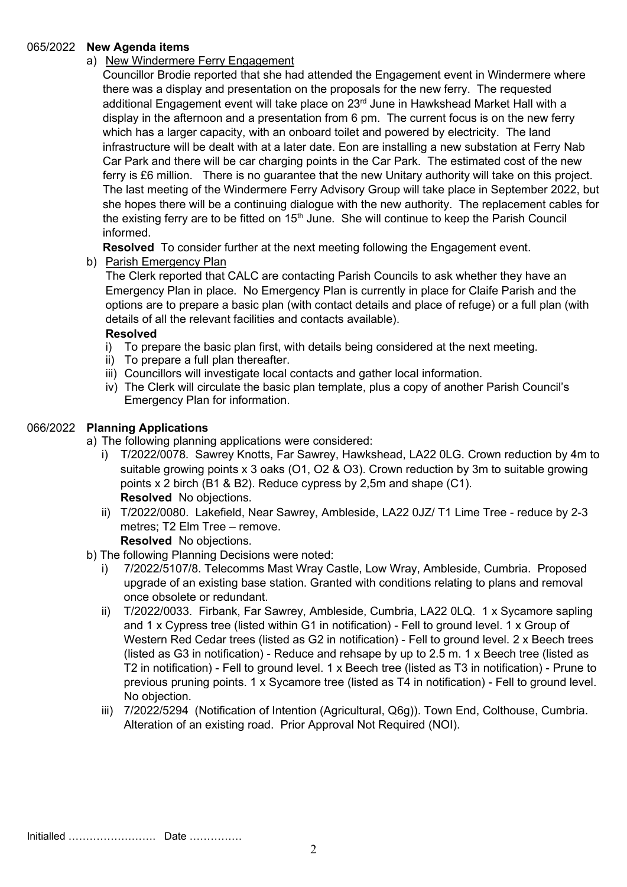065/2022 **New Agenda items**

a) New Windermere Ferry Engagement

Councillor Brodie reported that she had attended the Engagement event in Windermere where there was a display and presentation on the proposals for the new ferry. The requested additional Engagement event will take place on 23rd June in Hawkshead Market Hall with a display in the afternoon and a presentation from 6 pm. The current focus is on the new ferry which has a larger capacity, with an onboard toilet and powered by electricity. The land infrastructure will be dealt with at a later date. Eon are installing a new substation at Ferry Nab Car Park and there will be car charging points in the Car Park. The estimated cost of the new ferry is £6 million. There is no guarantee that the new Unitary authority will take on this project. The last meeting of the Windermere Ferry Advisory Group will take place in September 2022, but she hopes there will be a continuing dialogue with the new authority. The replacement cables for the existing ferry are to be fitted on 15th June. She will continue to keep the Parish Council informed.

**Resolved** To consider further at the next meeting following the Engagement event.

b) Parish Emergency Plan

The Clerk reported that CALC are contacting Parish Councils to ask whether they have an Emergency Plan in place. No Emergency Plan is currently in place for Claife Parish and the options are to prepare a basic plan (with contact details and place of refuge) or a full plan (with details of all the relevant facilities and contacts available).

**Resolved**

i) To prepare the basic plan first, with details being considered at the next meeting.
ii) To prepare a full plan thereafter.
iii) Councillors will investigate local contacts and gather local information.
iv) The Clerk will circulate the basic plan template, plus a copy of another Parish Council's Emergency Plan for information.

066/2022 **Planning Applications**

a) The following planning applications were considered:

i) T/2022/0078. Sawrey Knotts, Far Sawrey, Hawkshead, LA22 0LG. Crown reduction by 4m to suitable growing points x 3 oaks (O1, O2 & O3). Crown reduction by 3m to suitable growing points x 2 birch (B1 & B2). Reduce cypress by 2,5m and shape (C1).
**Resolved** No objections.

ii) T/2022/0080. Lakefield, Near Sawrey, Ambleside, LA22 0JZ/ T1 Lime Tree - reduce by 2-3 metres; T2 Elm Tree – remove.
**Resolved** No objections.

b) The following Planning Decisions were noted:

i) 7/2022/5107/8. Telecomms Mast Wray Castle, Low Wray, Ambleside, Cumbria. Proposed upgrade of an existing base station. Granted with conditions relating to plans and removal once obsolete or redundant.

ii) T/2022/0033. Firbank, Far Sawrey, Ambleside, Cumbria, LA22 0LQ. 1 x Sycamore sapling and 1 x Cypress tree (listed within G1 in notification) - Fell to ground level. 1 x Group of Western Red Cedar trees (listed as G2 in notification) - Fell to ground level. 2 x Beech trees (listed as G3 in notification) - Reduce and rehsape by up to 2.5 m. 1 x Beech tree (listed as T2 in notification) - Fell to ground level. 1 x Beech tree (listed as T3 in notification) - Prune to previous pruning points. 1 x Sycamore tree (listed as T4 in notification) - Fell to ground level. No objection.

iii) 7/2022/5294 (Notification of Intention (Agricultural, Q6g)). Town End, Colthouse, Cumbria. Alteration of an existing road. Prior Approval Not Required (NOI).

Initialled ……………………. Date ……………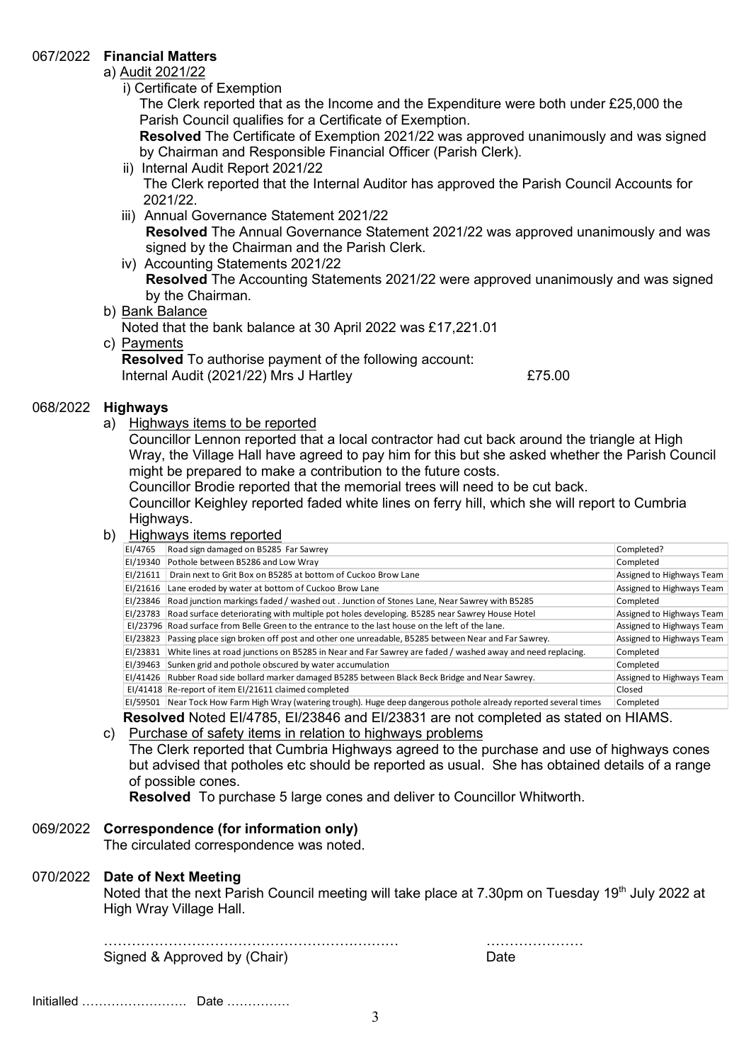067/2022 **Financial Matters**

a) Audit 2021/22

i) Certificate of Exemption

The Clerk reported that as the Income and the Expenditure were both under £25,000 the Parish Council qualifies for a Certificate of Exemption.

**Resolved** The Certificate of Exemption 2021/22 was approved unanimously and was signed by Chairman and Responsible Financial Officer (Parish Clerk).

ii) Internal Audit Report 2021/22

The Clerk reported that the Internal Auditor has approved the Parish Council Accounts for 2021/22.

iii) Annual Governance Statement 2021/22

**Resolved** The Annual Governance Statement 2021/22 was approved unanimously and was signed by the Chairman and the Parish Clerk.

iv) Accounting Statements 2021/22

**Resolved** The Accounting Statements 2021/22 were approved unanimously and was signed by the Chairman.

b) Bank Balance

Noted that the bank balance at 30 April 2022 was £17,221.01

c) Payments

**Resolved** To authorise payment of the following account:

Internal Audit (2021/22) Mrs J Hartley £75.00

068/2022 **Highways**

a) Highways items to be reported

Councillor Lennon reported that a local contractor had cut back around the triangle at High Wray, the Village Hall have agreed to pay him for this but she asked whether the Parish Council might be prepared to make a contribution to the future costs.

Councillor Brodie reported that the memorial trees will need to be cut back.

Councillor Keighley reported faded white lines on ferry hill, which she will report to Cumbria Highways.

b) Highways items reported

| | | |
|---|---|---|
| EI/4765 | Road sign damaged on B5285 Far Sawrey | Completed? |
| EI/19340 | Pothole between B5286 and Low Wray | Completed |
| EI/21611 | Drain next to Grit Box on B5285 at bottom of Cuckoo Brow Lane | Assigned to Highways Team |
| EI/21616 | Lane eroded by water at bottom of Cuckoo Brow Lane | Assigned to Highways Team |
| EI/23846 | Road junction markings faded / washed out . Junction of Stones Lane, Near Sawrey with B5285 | Completed |
| EI/23783 | Road surface deteriorating with multiple pot holes developing. B5285 near Sawrey House Hotel | Assigned to Highways Team |
| EI/23796 | Road surface from Belle Green to the entrance to the last house on the left of the lane. | Assigned to Highways Team |
| EI/23823 | Passing place sign broken off post and other one unreadable, B5285 between Near and Far Sawrey. | Assigned to Highways Team |
| EI/23831 | White lines at road junctions on B5285 in Near and Far Sawrey are faded / washed away and need replacing. | Completed |
| EI/39463 | Sunken grid and pothole obscured by water accumulation | Completed |
| EI/41426 | Rubber Road side bollard marker damaged B5285 between Black Beck Bridge and Near Sawrey. | Assigned to Highways Team |
| EI/41418 | Re-report of item EI/21611 claimed completed | Closed |
| EI/59501 | Near Tock How Farm High Wray (watering trough). Huge deep dangerous pothole already reported several times | Completed |

**Resolved** Noted EI/4785, EI/23846 and EI/23831 are not completed as stated on HIAMS.

c) Purchase of safety items in relation to highways problems

The Clerk reported that Cumbria Highways agreed to the purchase and use of highways cones but advised that potholes etc should be reported as usual. She has obtained details of a range of possible cones.

**Resolved** To purchase 5 large cones and deliver to Councillor Whitworth.

069/2022 **Correspondence (for information only)**

The circulated correspondence was noted.

070/2022 **Date of Next Meeting**

Noted that the next Parish Council meeting will take place at 7.30pm on Tuesday 19th July 2022 at High Wray Village Hall.

……………………………………………………… …………………

Signed & Approved by (Chair) Date

Initialled ……………………. Date ……………